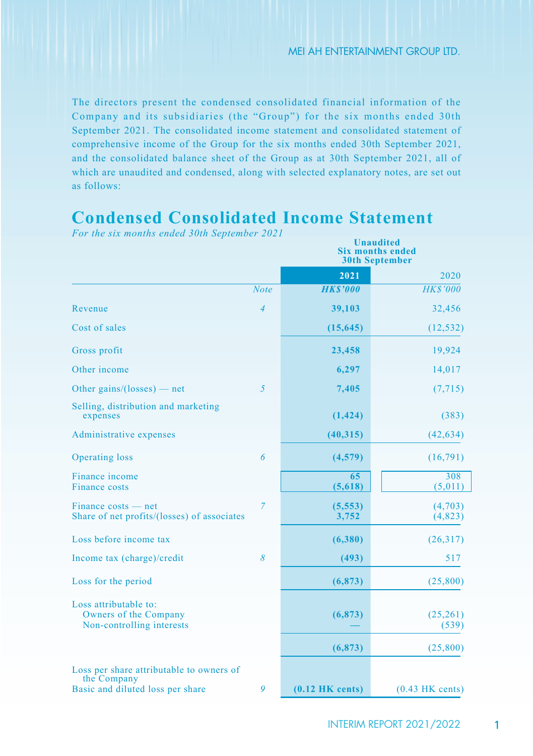The directors present the condensed consolidated financial information of the Company and its subsidiaries (the "Group") for the six months ended 30th September 2021. The consolidated income statement and consolidated statement of comprehensive income of the Group for the six months ended 30th September 2021, and the consolidated balance sheet of the Group as at 30th September 2021, all of which are unaudited and condensed, along with selected explanatory notes, are set out as follows:

# Condensed Consolidated Income Statement

*For the six months ended 30th September 2021*

| | | Unaudited Six months ended 30th September | |
|---|---|---|---|
| | | **2021** | 2020 |
| | *Note* | ***HK$'000*** | *HK$'000* |
| Revenue | *4* | **39,103** | 32,456 |
| Cost of sales | | **(15,645)** | (12,532) |
| Gross profit | | **23,458** | 19,924 |
| Other income | | **6,297** | 14,017 |
| Other gains/(losses) — net | *5* | **7,405** | (7,715) |
| Selling, distribution and marketing expenses | | **(1,424)** | (383) |
| Administrative expenses | | **(40,315)** | (42,634) |
| Operating loss | *6* | **(4,579)** | (16,791) |
| Finance income | | **65** | 308 |
| Finance costs | | **(5,618)** | (5,011) |
| Finance costs — net | *7* | **(5,553)** | (4,703) |
| Share of net profits/(losses) of associates | | **3,752** | (4,823) |
| Loss before income tax | | **(6,380)** | (26,317) |
| Income tax (charge)/credit | *8* | **(493)** | 517 |
| Loss for the period | | **(6,873)** | (25,800) |
| Loss attributable to: | | | |
| Owners of the Company | | **(6,873)** | (25,261) |
| Non-controlling interests | | **—** | (539) |
| | | **(6,873)** | (25,800) |
| Loss per share attributable to owners of the Company | | | |
| Basic and diluted loss per share | *9* | **(0.12 HK cents)** | (0.43 HK cents) |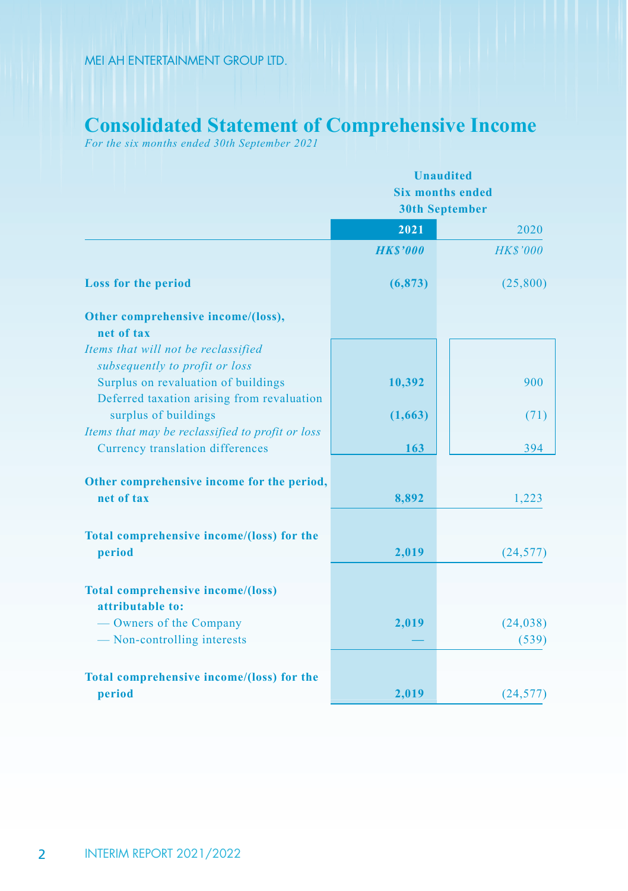# Consolidated Statement of Comprehensive Income

*For the six months ended 30th September 2021*

| | Unaudited Six months ended 30th September | |
|---|---|---|
| | **2021** | 2020 |
| | ***HK$'000*** | *HK$'000* |
| **Loss for the period** | **(6,873)** | (25,800) |
| **Other comprehensive income/(loss), net of tax** | | |
| *Items that will not be reclassified subsequently to profit or loss* | | |
| Surplus on revaluation of buildings | **10,392** | 900 |
| Deferred taxation arising from revaluation surplus of buildings | **(1,663)** | (71) |
| *Items that may be reclassified to profit or loss* | | |
| Currency translation differences | **163** | 394 |
| **Other comprehensive income for the period, net of tax** | **8,892** | 1,223 |
| **Total comprehensive income/(loss) for the period** | **2,019** | (24,577) |
| **Total comprehensive income/(loss) attributable to:** | | |
| — Owners of the Company | **2,019** | (24,038) |
| — Non-controlling interests | **—** | (539) |
| **Total comprehensive income/(loss) for the period** | **2,019** | (24,577) |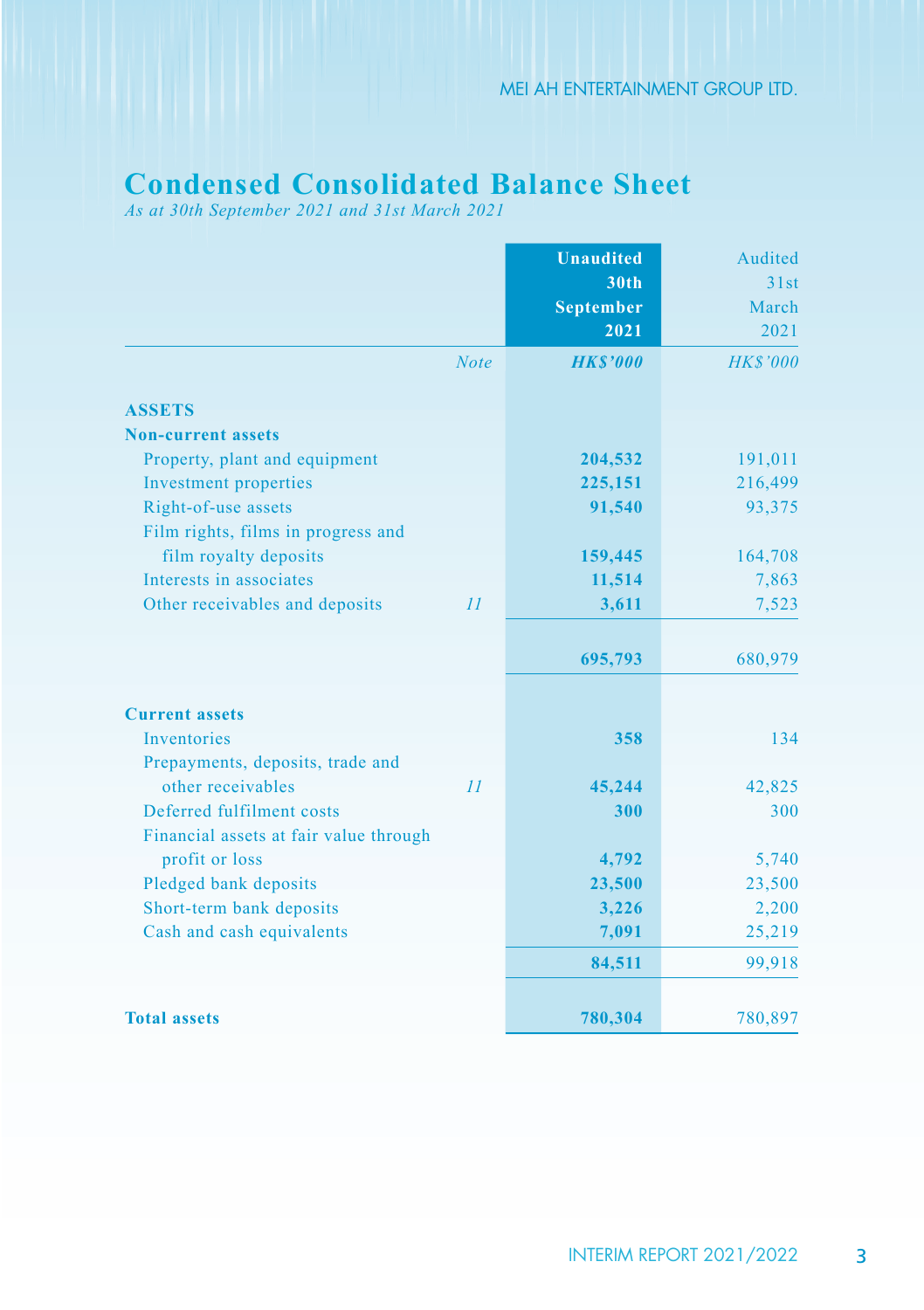# Condensed Consolidated Balance Sheet

*As at 30th September 2021 and 31st March 2021*

| | Note | Unaudited 30th September 2021 | Audited 31st March 2021 |
|---|---|---|---|
| | | *HK$'000* | *HK$'000* |
| **ASSETS** | | | |
| **Non-current assets** | | | |
| Property, plant and equipment | | **204,532** | 191,011 |
| Investment properties | | **225,151** | 216,499 |
| Right-of-use assets | | **91,540** | 93,375 |
| Film rights, films in progress and film royalty deposits | | **159,445** | 164,708 |
| Interests in associates | | **11,514** | 7,863 |
| Other receivables and deposits | 11 | **3,611** | 7,523 |
| | | **695,793** | 680,979 |
| **Current assets** | | | |
| Inventories | | **358** | 134 |
| Prepayments, deposits, trade and other receivables | 11 | **45,244** | 42,825 |
| Deferred fulfilment costs | | **300** | 300 |
| Financial assets at fair value through profit or loss | | **4,792** | 5,740 |
| Pledged bank deposits | | **23,500** | 23,500 |
| Short-term bank deposits | | **3,226** | 2,200 |
| Cash and cash equivalents | | **7,091** | 25,219 |
| | | **84,511** | 99,918 |
| **Total assets** | | **780,304** | 780,897 |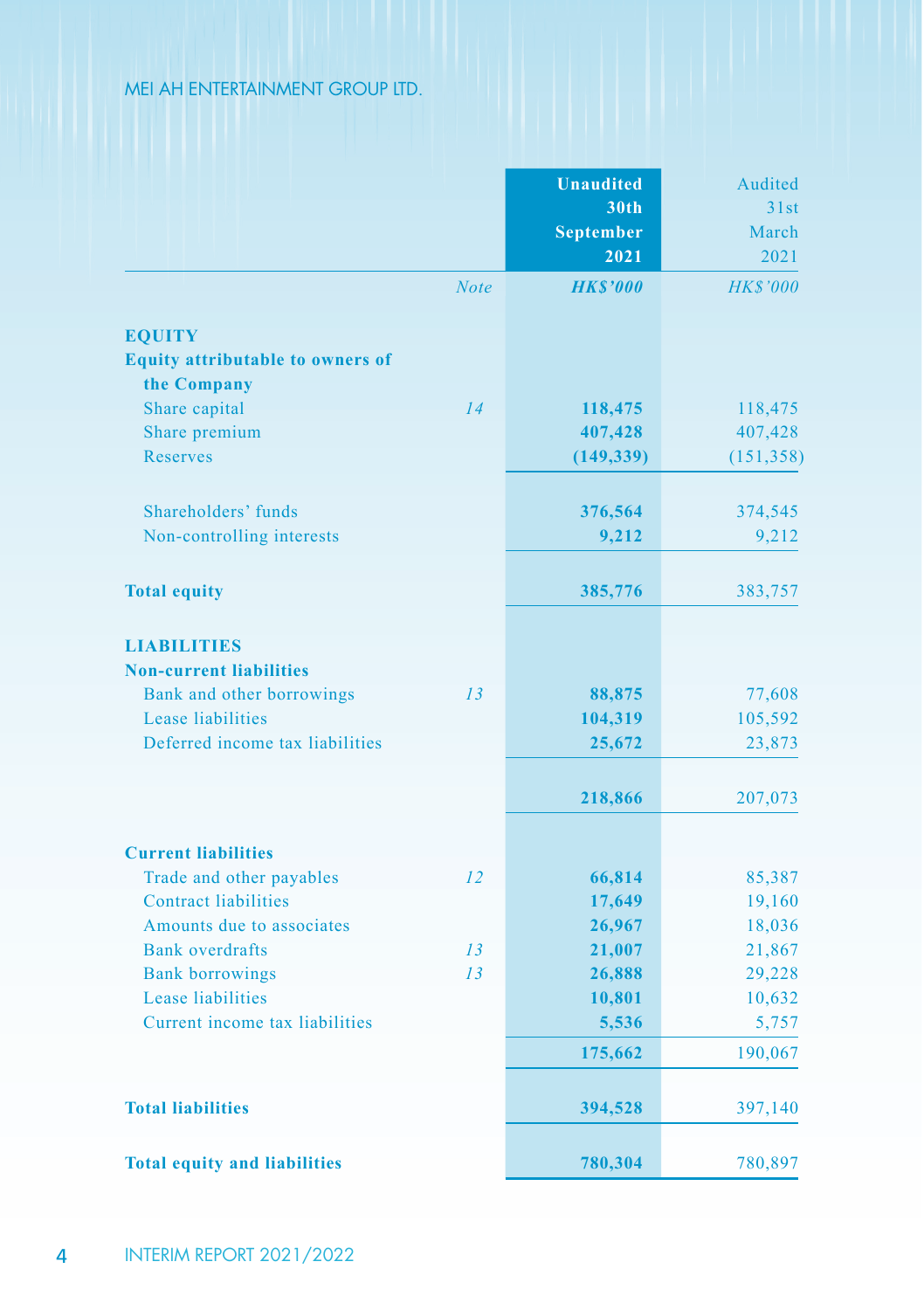| | Note | Unaudited 30th September 2021 | Audited 31st March 2021 |
|---|---|---|---|
| | | *HK$'000* | *HK$'000* |
| **EQUITY** | | | |
| **Equity attributable to owners of the Company** | | | |
| Share capital | 14 | **118,475** | 118,475 |
| Share premium | | **407,428** | 407,428 |
| Reserves | | **(149,339)** | (151,358) |
| Shareholders' funds | | **376,564** | 374,545 |
| Non-controlling interests | | **9,212** | 9,212 |
| **Total equity** | | **385,776** | 383,757 |
| **LIABILITIES** | | | |
| **Non-current liabilities** | | | |
| Bank and other borrowings | 13 | **88,875** | 77,608 |
| Lease liabilities | | **104,319** | 105,592 |
| Deferred income tax liabilities | | **25,672** | 23,873 |
| | | **218,866** | 207,073 |
| **Current liabilities** | | | |
| Trade and other payables | 12 | **66,814** | 85,387 |
| Contract liabilities | | **17,649** | 19,160 |
| Amounts due to associates | | **26,967** | 18,036 |
| Bank overdrafts | 13 | **21,007** | 21,867 |
| Bank borrowings | 13 | **26,888** | 29,228 |
| Lease liabilities | | **10,801** | 10,632 |
| Current income tax liabilities | | **5,536** | 5,757 |
| | | **175,662** | 190,067 |
| **Total liabilities** | | **394,528** | 397,140 |
| **Total equity and liabilities** | | **780,304** | 780,897 |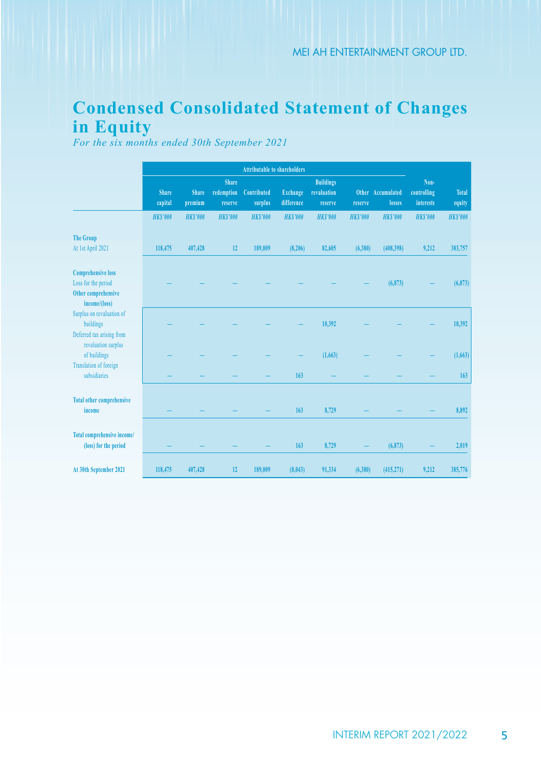# Condensed Consolidated Statement of Changes in Equity

*For the six months ended 30th September 2021*

| | Attributable to shareholders | | | | | | | | | |
|---|---|---|---|---|---|---|---|---|---|---|
| | Share capital | Share premium | Share redemption reserve | Contributed surplus | Exchange difference | Buildings revaluation reserve | Other reserve | Accumulated losses | Non-controlling interests | Total equity |
| | *HK$'000* | *HK$'000* | *HK$'000* | *HK$'000* | *HK$'000* | *HK$'000* | *HK$'000* | *HK$'000* | *HK$'000* | *HK$'000* |
| **The Group** | | | | | | | | | | |
| At 1st April 2021 | 118,475 | 407,428 | 12 | 189,009 | (8,206) | 82,605 | (6,380) | (408,398) | 9,212 | 383,757 |
| **Comprehensive loss** | | | | | | | | | | |
| Loss for the period | – | – | – | – | – | – | – | (6,873) | – | (6,873) |
| **Other comprehensive income/(loss)** | | | | | | | | | | |
| Surplus on revaluation of buildings | – | – | – | – | – | 10,392 | – | – | – | 10,392 |
| Deferred tax arising from revaluation surplus of buildings | – | – | – | – | – | (1,663) | – | – | – | (1,663) |
| Translation of foreign subsidiaries | – | – | – | – | 163 | – | – | – | – | 163 |
| **Total other comprehensive income** | – | – | – | – | 163 | 8,729 | – | – | – | 8,892 |
| **Total comprehensive income/(loss) for the period** | – | – | – | – | 163 | 8,729 | – | (6,873) | – | 2,019 |
| **At 30th September 2021** | 118,475 | 407,428 | 12 | 189,009 | (8,043) | 91,334 | (6,380) | (415,271) | 9,212 | 385,776 |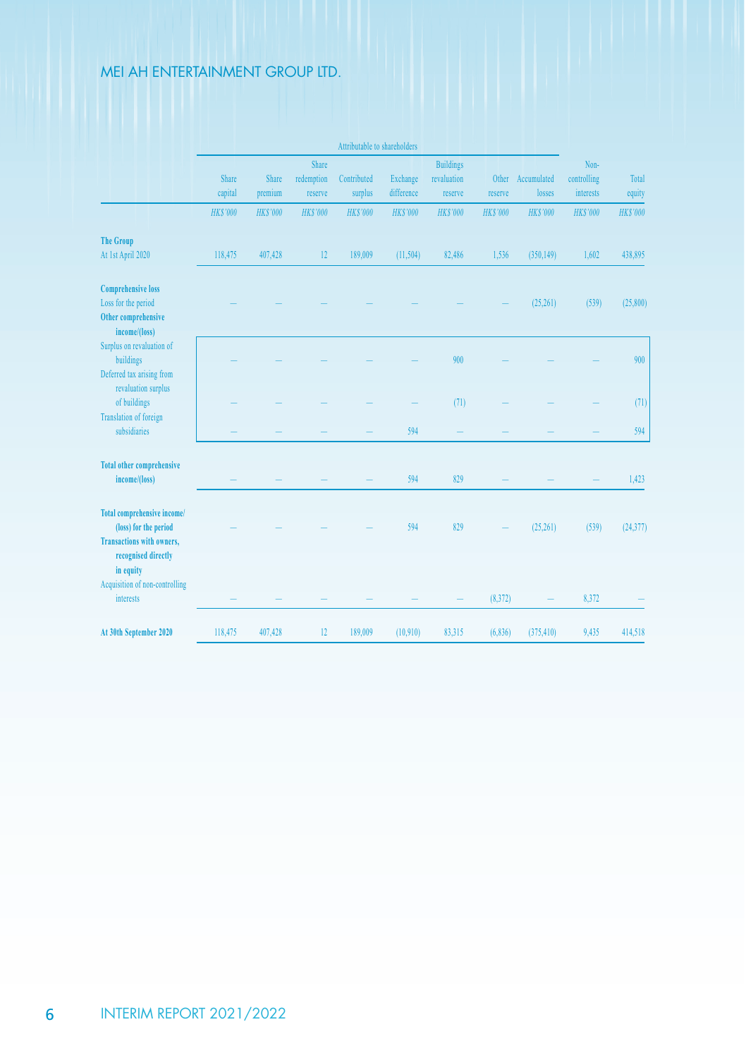| | Attributable to shareholders | | | | | | | | | |
|---|---|---|---|---|---|---|---|---|---|---|
| | Share capital | Share premium | Share redemption reserve | Contributed surplus | Exchange difference | Buildings revaluation reserve | Other reserve | Accumulated losses | Non-controlling interests | Total equity |
| | *HK$'000* | *HK$'000* | *HK$'000* | *HK$'000* | *HK$'000* | *HK$'000* | *HK$'000* | *HK$'000* | *HK$'000* | *HK$'000* |
| **The Group** | | | | | | | | | | |
| At 1st April 2020 | 118,475 | 407,428 | 12 | 189,009 | (11,504) | 82,486 | 1,536 | (350,149) | 1,602 | 438,895 |
| **Comprehensive loss** | | | | | | | | | | |
| Loss for the period | – | – | – | – | – | – | – | (25,261) | (539) | (25,800) |
| **Other comprehensive income/(loss)** | | | | | | | | | | |
| Surplus on revaluation of buildings | – | – | – | – | – | 900 | – | – | – | 900 |
| Deferred tax arising from revaluation surplus of buildings | – | – | – | – | – | (71) | – | – | – | (71) |
| Translation of foreign subsidiaries | – | – | – | – | 594 | – | – | – | – | 594 |
| **Total other comprehensive income/(loss)** | – | – | – | – | 594 | 829 | – | – | – | 1,423 |
| **Total comprehensive income/(loss) for the period** | – | – | – | – | 594 | 829 | – | (25,261) | (539) | (24,377) |
| **Transactions with owners, recognised directly in equity** | | | | | | | | | | |
| Acquisition of non-controlling interests | – | – | – | – | – | – | (8,372) | – | 8,372 | – |
| **At 30th September 2020** | 118,475 | 407,428 | 12 | 189,009 | (10,910) | 83,315 | (6,836) | (375,410) | 9,435 | 414,518 |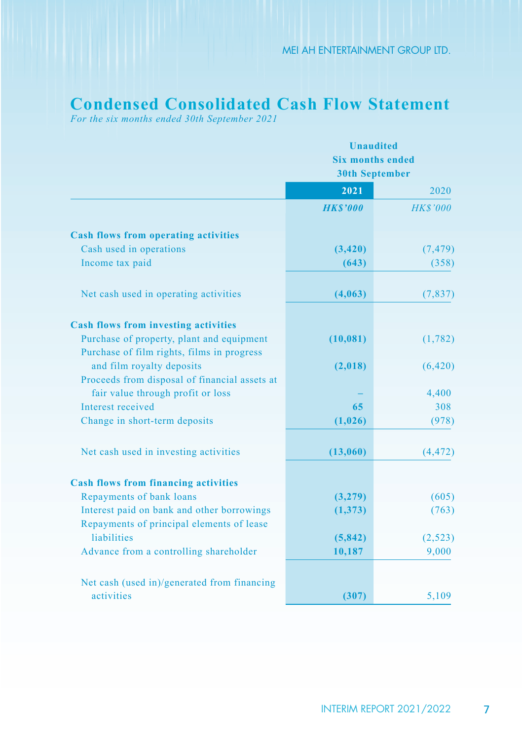# Condensed Consolidated Cash Flow Statement

*For the six months ended 30th September 2021*

| | Unaudited Six months ended 30th September | |
|---|---|---|
| | **2021** | 2020 |
| | ***HK$'000*** | *HK$'000* |
| **Cash flows from operating activities** | | |
| Cash used in operations | **(3,420)** | (7,479) |
| Income tax paid | **(643)** | (358) |
| Net cash used in operating activities | **(4,063)** | (7,837) |
| **Cash flows from investing activities** | | |
| Purchase of property, plant and equipment | **(10,081)** | (1,782) |
| Purchase of film rights, films in progress and film royalty deposits | **(2,018)** | (6,420) |
| Proceeds from disposal of financial assets at fair value through profit or loss | **–** | 4,400 |
| Interest received | **65** | 308 |
| Change in short-term deposits | **(1,026)** | (978) |
| Net cash used in investing activities | **(13,060)** | (4,472) |
| **Cash flows from financing activities** | | |
| Repayments of bank loans | **(3,279)** | (605) |
| Interest paid on bank and other borrowings | **(1,373)** | (763) |
| Repayments of principal elements of lease liabilities | **(5,842)** | (2,523) |
| Advance from a controlling shareholder | **10,187** | 9,000 |
| Net cash (used in)/generated from financing activities | **(307)** | 5,109 |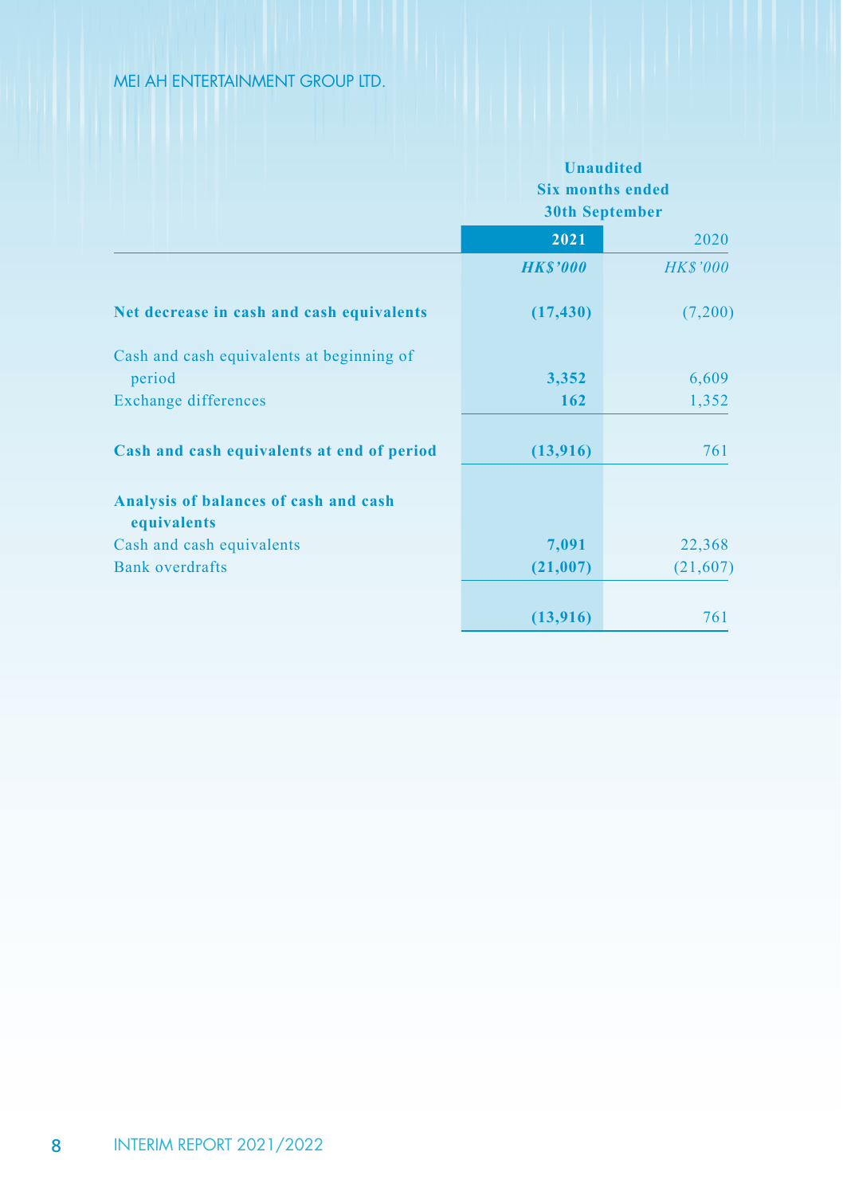| | Unaudited Six months ended 30th September | |
|---|---|---|
| | **2021** | 2020 |
| | ***HK$'000*** | *HK$'000* |
| **Net decrease in cash and cash equivalents** | **(17,430)** | (7,200) |
| Cash and cash equivalents at beginning of period | **3,352** | 6,609 |
| Exchange differences | **162** | 1,352 |
| **Cash and cash equivalents at end of period** | **(13,916)** | 761 |
| **Analysis of balances of cash and cash equivalents** | | |
| Cash and cash equivalents | **7,091** | 22,368 |
| Bank overdrafts | **(21,007)** | (21,607) |
| | **(13,916)** | 761 |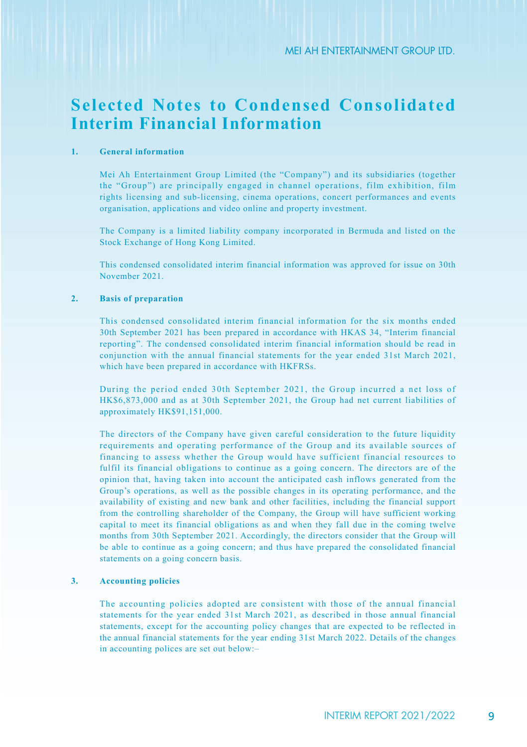# Selected Notes to Condensed Consolidated Interim Financial Information

## 1. General information

Mei Ah Entertainment Group Limited (the "Company") and its subsidiaries (together the "Group") are principally engaged in channel operations, film exhibition, film rights licensing and sub-licensing, cinema operations, concert performances and events organisation, applications and video online and property investment.

The Company is a limited liability company incorporated in Bermuda and listed on the Stock Exchange of Hong Kong Limited.

This condensed consolidated interim financial information was approved for issue on 30th November 2021.

## 2. Basis of preparation

This condensed consolidated interim financial information for the six months ended 30th September 2021 has been prepared in accordance with HKAS 34, "Interim financial reporting". The condensed consolidated interim financial information should be read in conjunction with the annual financial statements for the year ended 31st March 2021, which have been prepared in accordance with HKFRSs.

During the period ended 30th September 2021, the Group incurred a net loss of HK$6,873,000 and as at 30th September 2021, the Group had net current liabilities of approximately HK$91,151,000.

The directors of the Company have given careful consideration to the future liquidity requirements and operating performance of the Group and its available sources of financing to assess whether the Group would have sufficient financial resources to fulfil its financial obligations to continue as a going concern. The directors are of the opinion that, having taken into account the anticipated cash inflows generated from the Group's operations, as well as the possible changes in its operating performance, and the availability of existing and new bank and other facilities, including the financial support from the controlling shareholder of the Company, the Group will have sufficient working capital to meet its financial obligations as and when they fall due in the coming twelve months from 30th September 2021. Accordingly, the directors consider that the Group will be able to continue as a going concern; and thus have prepared the consolidated financial statements on a going concern basis.

## 3. Accounting policies

The accounting policies adopted are consistent with those of the annual financial statements for the year ended 31st March 2021, as described in those annual financial statements, except for the accounting policy changes that are expected to be reflected in the annual financial statements for the year ending 31st March 2022. Details of the changes in accounting polices are set out below:–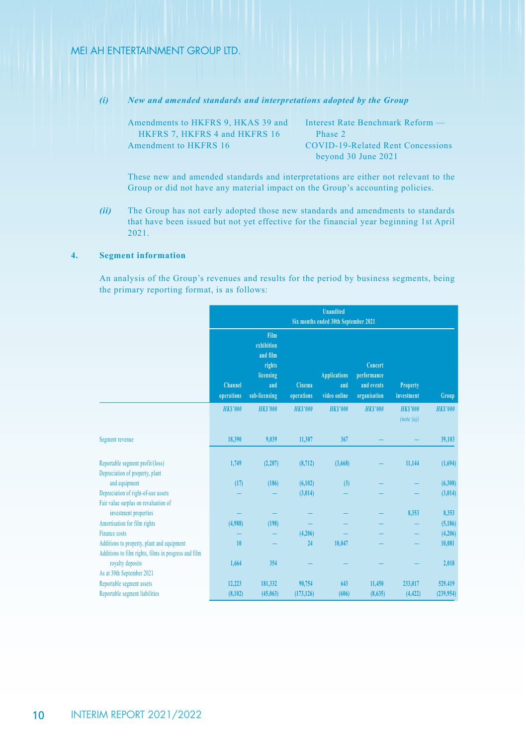*(i)* ***New and amended standards and interpretations adopted by the Group***

| | |
|---|---|
| Amendments to HKFRS 9, HKAS 39 and HKFRS 7, HKFRS 4 and HKFRS 16 | Interest Rate Benchmark Reform — Phase 2 |
| Amendment to HKFRS 16 | COVID-19-Related Rent Concessions beyond 30 June 2021 |

These new and amended standards and interpretations are either not relevant to the Group or did not have any material impact on the Group's accounting policies.

*(ii)* The Group has not early adopted those new standards and amendments to standards that have been issued but not yet effective for the financial year beginning 1st April 2021.

**4. Segment information**

An analysis of the Group's revenues and results for the period by business segments, being the primary reporting format, is as follows:

| | Unaudited Six months ended 30th September 2021 | | | | | | |
|---|---|---|---|---|---|---|---|
| | Channel operations | Film exhibition and film rights licensing and sub-licensing | Cinema operations | Applications and video online | Concert performance and events organisation | Property investment | Group |
| | *HK$'000* | *HK$'000* | *HK$'000* | *HK$'000* | *HK$'000* | *HK$'000* *(note (a))* | *HK$'000* |
| Segment revenue | 18,390 | 9,039 | 11,307 | 367 | – | – | 39,103 |
| Reportable segment profit/(loss) | 1,749 | (2,207) | (8,712) | (3,668) | – | 11,144 | (1,694) |
| Depreciation of property, plant and equipment | (17) | (186) | (6,102) | (3) | – | – | (6,308) |
| Depreciation of right-of-use assets | – | – | (3,014) | – | – | – | (3,014) |
| Fair value surplus on revaluation of investment properties | – | – | – | – | – | 8,353 | 8,353 |
| Amortisation for film rights | (4,988) | (198) | – | – | – | – | (5,186) |
| Finance costs | – | – | (4,206) | – | – | – | (4,206) |
| Additions to property, plant and equipment | 10 | – | 24 | 10,047 | – | – | 10,081 |
| Additions to film rights, films in progress and film royalty deposits | 1,664 | 354 | – | – | – | – | 2,018 |
| As at 30th September 2021 | | | | | | | |
| Reportable segment assets | 12,223 | 181,332 | 90,754 | 643 | 11,450 | 233,017 | 529,419 |
| Reportable segment liabilities | (8,102) | (45,063) | (173,126) | (606) | (8,635) | (4,422) | (239,954) |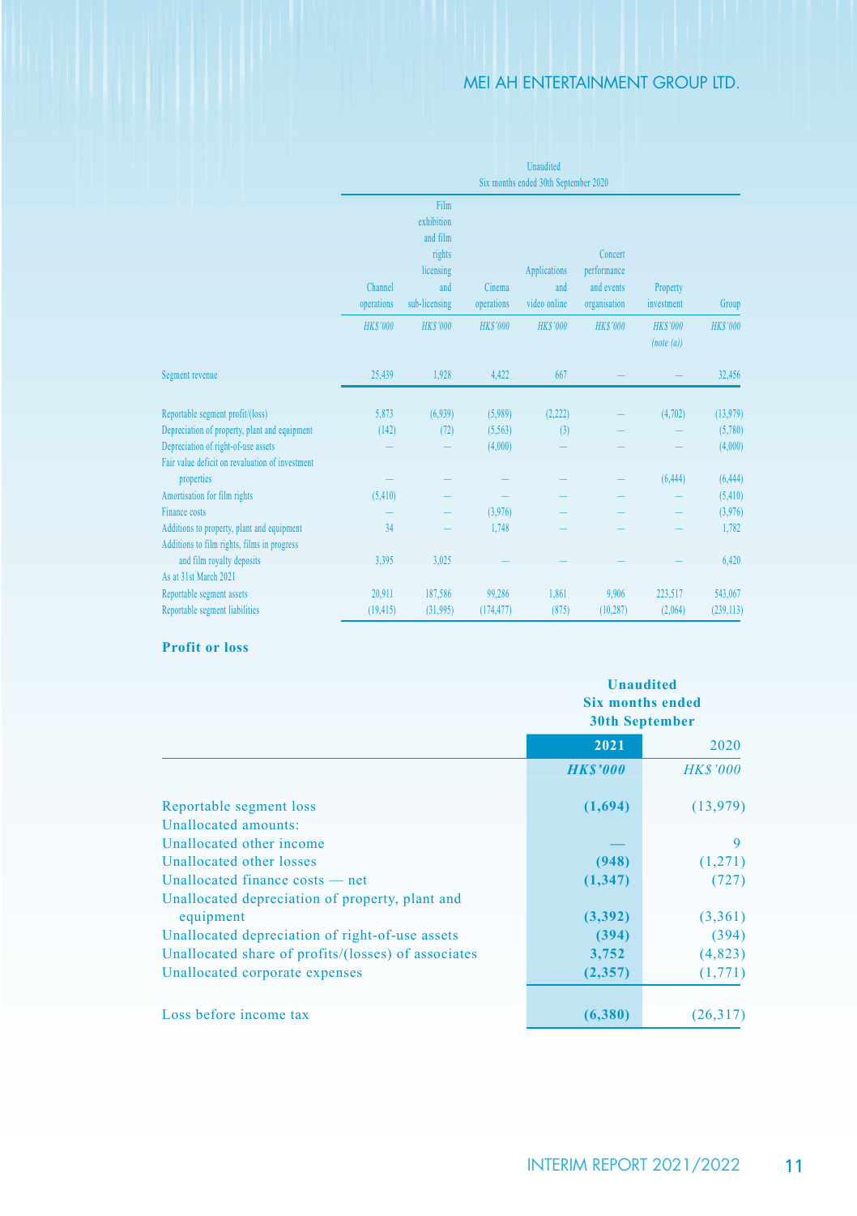| | Unaudited Six months ended 30th September 2020 | | | | | | |
|---|---|---|---|---|---|---|---|
| | Channel operations | Film exhibition and film rights licensing and sub-licensing | Cinema operations | Applications and video online | Concert performance and events organisation | Property investment | Group |
| | *HK$'000* | *HK$'000* | *HK$'000* | *HK$'000* | *HK$'000* | *HK$'000 (note (a))* | *HK$'000* |
| Segment revenue | 25,439 | 1,928 | 4,422 | 667 | — | — | 32,456 |
| Reportable segment profit/(loss) | 5,873 | (6,939) | (5,989) | (2,222) | — | (4,702) | (13,979) |
| Depreciation of property, plant and equipment | (142) | (72) | (5,563) | (3) | — | — | (5,780) |
| Depreciation of right-of-use assets | — | — | (4,000) | — | — | — | (4,000) |
| Fair value deficit on revaluation of investment properties | — | — | — | — | — | (6,444) | (6,444) |
| Amortisation for film rights | (5,410) | — | — | — | — | — | (5,410) |
| Finance costs | — | — | (3,976) | — | — | — | (3,976) |
| Additions to property, plant and equipment | 34 | — | 1,748 | — | — | — | 1,782 |
| Additions to film rights, films in progress and film royalty deposits | 3,395 | 3,025 | — | — | — | — | 6,420 |
| As at 31st March 2021 | | | | | | | |
| Reportable segment assets | 20,911 | 187,586 | 99,286 | 1,861 | 9,906 | 223,517 | 543,067 |
| Reportable segment liabilities | (19,415) | (31,995) | (174,477) | (875) | (10,287) | (2,064) | (239,113) |

**Profit or loss**

| | Unaudited Six months ended 30th September | |
|---|---|---|
| | **2021** | 2020 |
| | ***HK$'000*** | *HK$'000* |
| Reportable segment loss | **(1,694)** | (13,979) |
| Unallocated amounts: | | |
| Unallocated other income | **—** | 9 |
| Unallocated other losses | **(948)** | (1,271) |
| Unallocated finance costs — net | **(1,347)** | (727) |
| Unallocated depreciation of property, plant and equipment | **(3,392)** | (3,361) |
| Unallocated depreciation of right-of-use assets | **(394)** | (394) |
| Unallocated share of profits/(losses) of associates | **3,752** | (4,823) |
| Unallocated corporate expenses | **(2,357)** | (1,771) |
| Loss before income tax | **(6,380)** | (26,317) |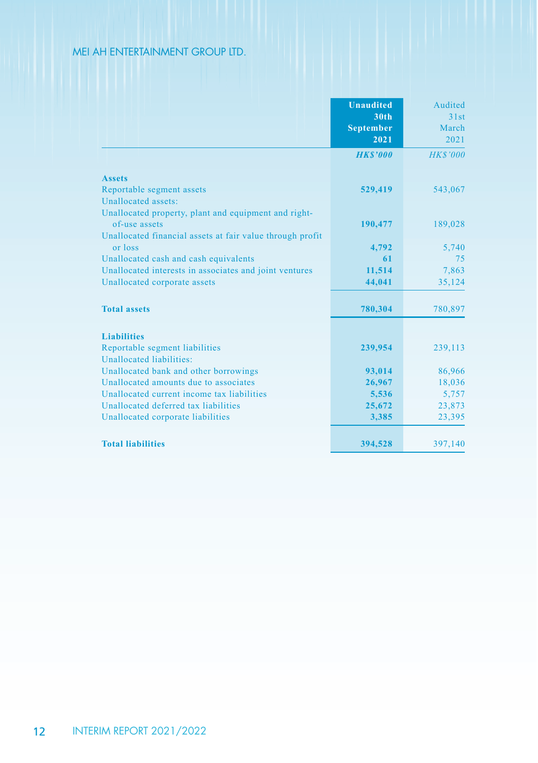| | Unaudited 30th September 2021 | Audited 31st March 2021 |
|---|---|---|
| | *HK$'000* | *HK$'000* |
| **Assets** | | |
| Reportable segment assets | **529,419** | 543,067 |
| Unallocated assets: | | |
| Unallocated property, plant and equipment and right-of-use assets | **190,477** | 189,028 |
| Unallocated financial assets at fair value through profit or loss | **4,792** | 5,740 |
| Unallocated cash and cash equivalents | **61** | 75 |
| Unallocated interests in associates and joint ventures | **11,514** | 7,863 |
| Unallocated corporate assets | **44,041** | 35,124 |
| **Total assets** | **780,304** | 780,897 |
| **Liabilities** | | |
| Reportable segment liabilities | **239,954** | 239,113 |
| Unallocated liabilities: | | |
| Unallocated bank and other borrowings | **93,014** | 86,966 |
| Unallocated amounts due to associates | **26,967** | 18,036 |
| Unallocated current income tax liabilities | **5,536** | 5,757 |
| Unallocated deferred tax liabilities | **25,672** | 23,873 |
| Unallocated corporate liabilities | **3,385** | 23,395 |
| **Total liabilities** | **394,528** | 397,140 |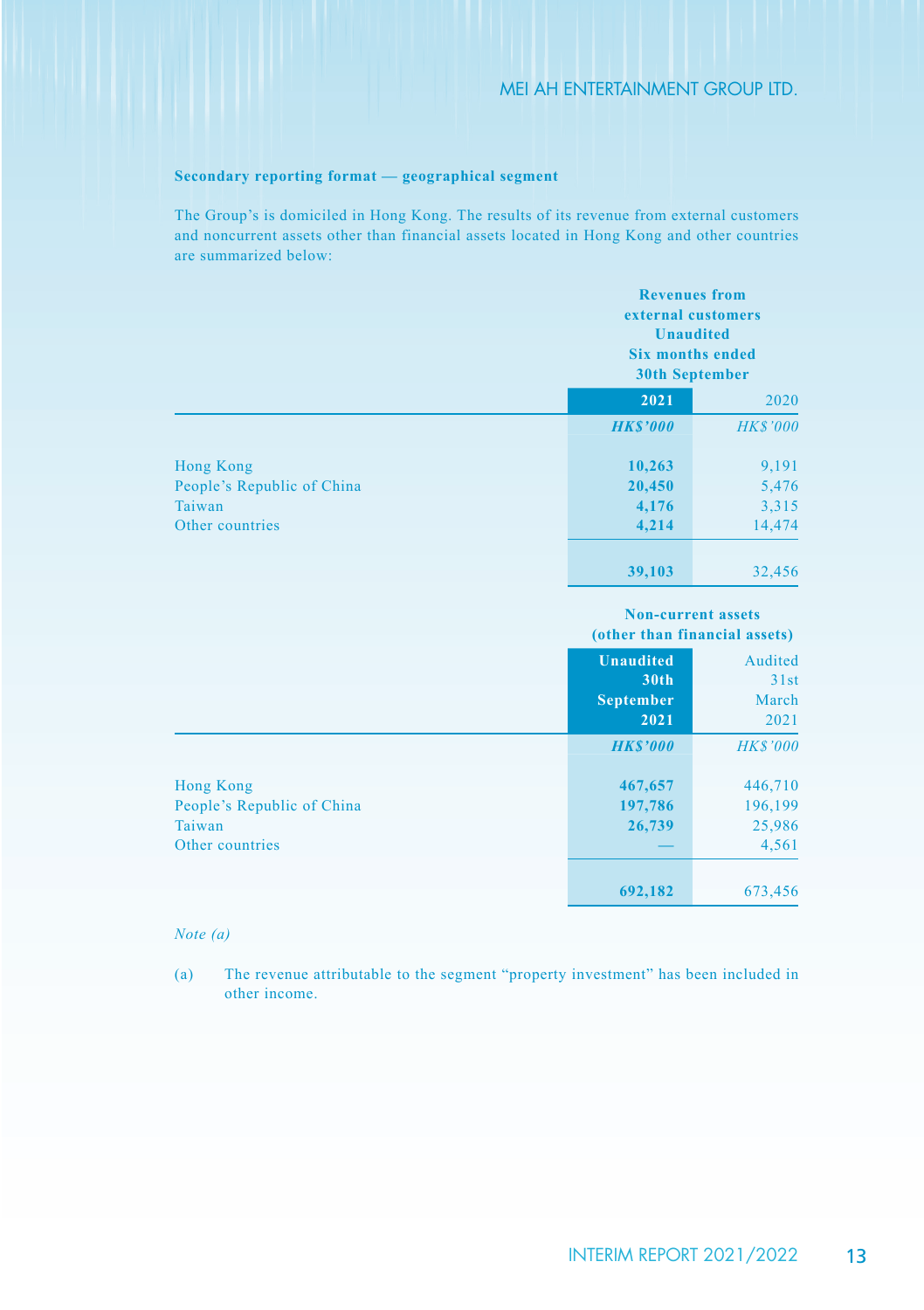**Secondary reporting format — geographical segment**

The Group's is domiciled in Hong Kong. The results of its revenue from external customers and noncurrent assets other than financial assets located in Hong Kong and other countries are summarized below:

| | Revenues from external customers Unaudited Six months ended 30th September | |
|---|---|---|
| | **2021** | 2020 |
| | ***HK$'000*** | *HK$'000* |
| Hong Kong | **10,263** | 9,191 |
| People's Republic of China | **20,450** | 5,476 |
| Taiwan | **4,176** | 3,315 |
| Other countries | **4,214** | 14,474 |
| | **39,103** | 32,456 |

| | Non-current assets (other than financial assets) | |
|---|---|---|
| | **Unaudited 30th September 2021** | Audited 31st March 2021 |
| | ***HK$'000*** | *HK$'000* |
| Hong Kong | **467,657** | 446,710 |
| People's Republic of China | **197,786** | 196,199 |
| Taiwan | **26,739** | 25,986 |
| Other countries | **—** | 4,561 |
| | **692,182** | 673,456 |

*Note (a)*

(a) The revenue attributable to the segment "property investment" has been included in other income.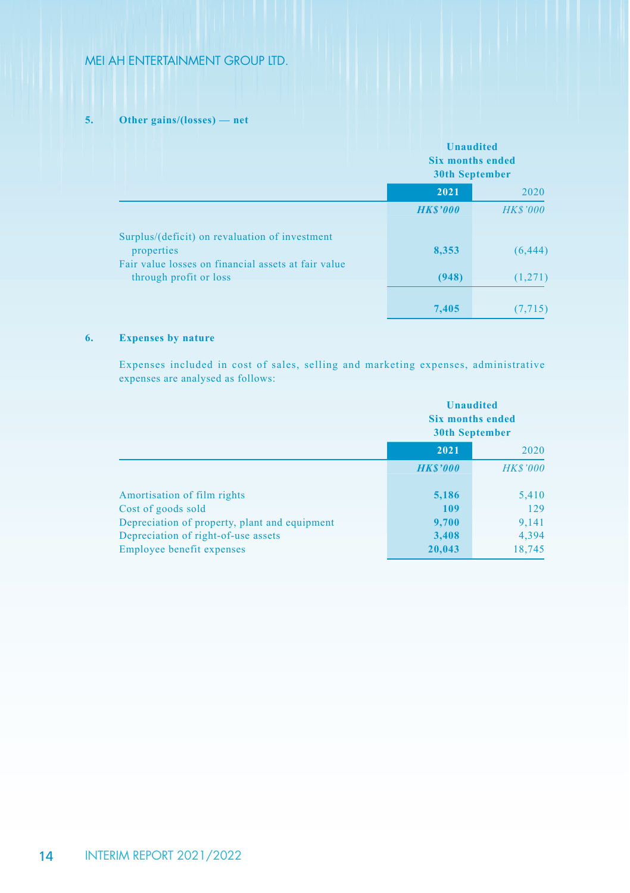## 5. Other gains/(losses) — net

| | Unaudited Six months ended 30th September | |
|---|---|---|
| | **2021** | 2020 |
| | ***HK$'000*** | *HK$'000* |
| Surplus/(deficit) on revaluation of investment properties | **8,353** | (6,444) |
| Fair value losses on financial assets at fair value through profit or loss | **(948)** | (1,271) |
| | **7,405** | (7,715) |

## 6. Expenses by nature

Expenses included in cost of sales, selling and marketing expenses, administrative expenses are analysed as follows:

| | Unaudited Six months ended 30th September | |
|---|---|---|
| | **2021** | 2020 |
| | ***HK$'000*** | *HK$'000* |
| Amortisation of film rights | **5,186** | 5,410 |
| Cost of goods sold | **109** | 129 |
| Depreciation of property, plant and equipment | **9,700** | 9,141 |
| Depreciation of right-of-use assets | **3,408** | 4,394 |
| Employee benefit expenses | **20,043** | 18,745 |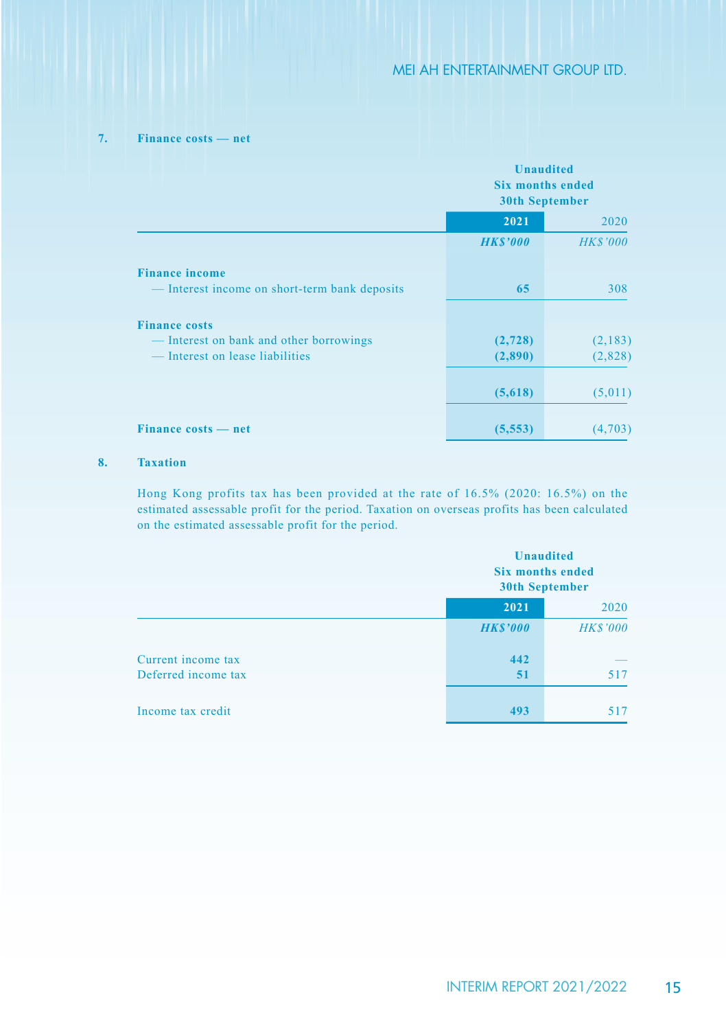## 7. Finance costs — net

| | Unaudited Six months ended 30th September | |
|---|---|---|
| | **2021** | 2020 |
| | ***HK$'000*** | *HK$'000* |
| **Finance income** | | |
| — Interest income on short-term bank deposits | **65** | 308 |
| **Finance costs** | | |
| — Interest on bank and other borrowings | **(2,728)** | (2,183) |
| — Interest on lease liabilities | **(2,890)** | (2,828) |
| | **(5,618)** | (5,011) |
| **Finance costs — net** | **(5,553)** | (4,703) |

## 8. Taxation

Hong Kong profits tax has been provided at the rate of 16.5% (2020: 16.5%) on the estimated assessable profit for the period. Taxation on overseas profits has been calculated on the estimated assessable profit for the period.

| | Unaudited Six months ended 30th September | |
|---|---|---|
| | **2021** | 2020 |
| | ***HK$'000*** | *HK$'000* |
| Current income tax | **442** | — |
| Deferred income tax | **51** | 517 |
| Income tax credit | **493** | 517 |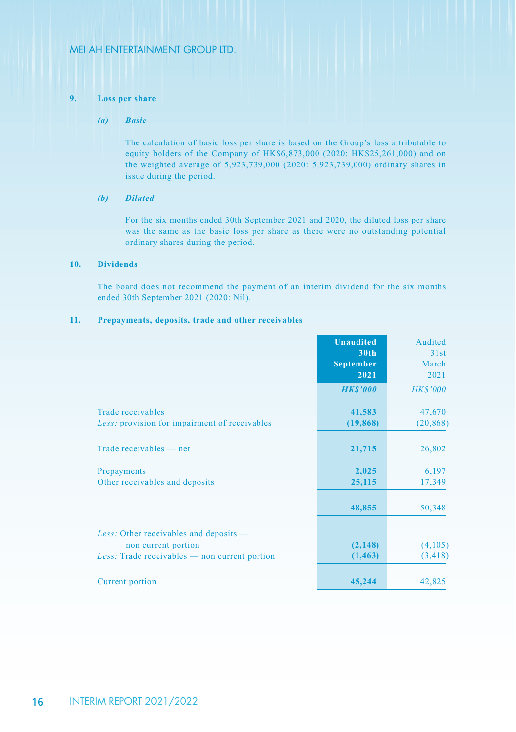## 9. Loss per share

### *(a) Basic*

The calculation of basic loss per share is based on the Group's loss attributable to equity holders of the Company of HK$6,873,000 (2020: HK$25,261,000) and on the weighted average of 5,923,739,000 (2020: 5,923,739,000) ordinary shares in issue during the period.

### *(b) Diluted*

For the six months ended 30th September 2021 and 2020, the diluted loss per share was the same as the basic loss per share as there were no outstanding potential ordinary shares during the period.

## 10. Dividends

The board does not recommend the payment of an interim dividend for the six months ended 30th September 2021 (2020: Nil).

## 11. Prepayments, deposits, trade and other receivables

| | **Unaudited 30th September 2021** | Audited 31st March 2021 |
|---|---|---|
| | ***HK$'000*** | *HK$'000* |
| Trade receivables | **41,583** | 47,670 |
| *Less:* provision for impairment of receivables | **(19,868)** | (20,868) |
| Trade receivables — net | **21,715** | 26,802 |
| Prepayments | **2,025** | 6,197 |
| Other receivables and deposits | **25,115** | 17,349 |
| | **48,855** | 50,348 |
| *Less:* Other receivables and deposits — non current portion | **(2,148)** | (4,105) |
| *Less:* Trade receivables — non current portion | **(1,463)** | (3,418) |
| Current portion | **45,244** | 42,825 |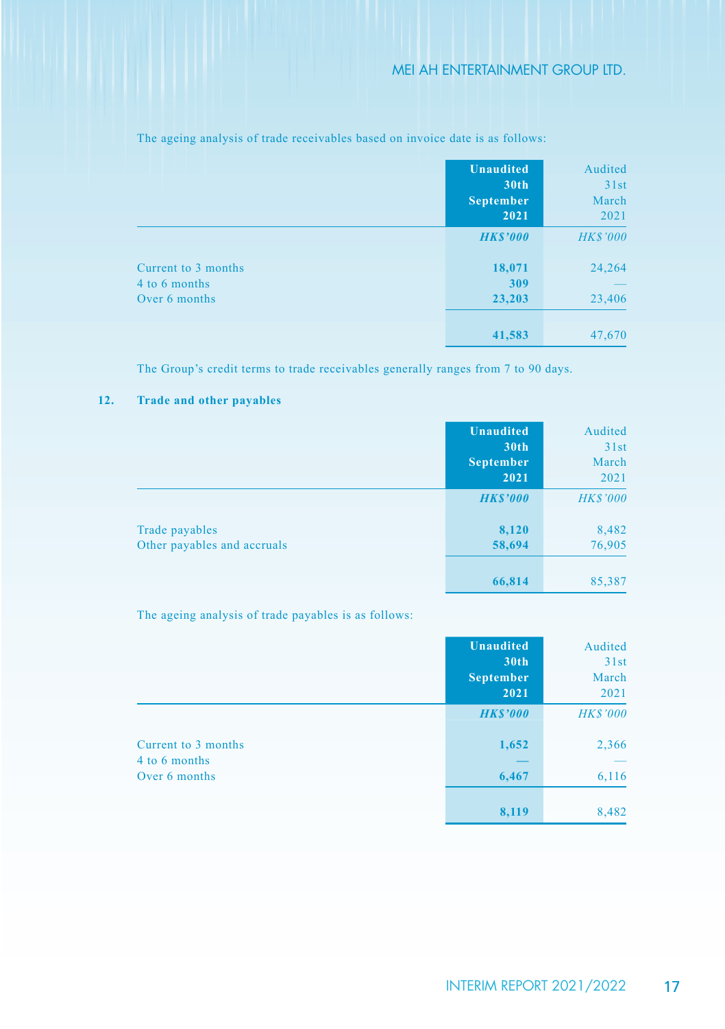The ageing analysis of trade receivables based on invoice date is as follows:

| | **Unaudited 30th September 2021** | Audited 31st March 2021 |
|---|---|---|
| | ***HK$'000*** | *HK$'000* |
| Current to 3 months | **18,071** | 24,264 |
| 4 to 6 months | **309** | — |
| Over 6 months | **23,203** | 23,406 |
| | **41,583** | 47,670 |

The Group's credit terms to trade receivables generally ranges from 7 to 90 days.

## 12. Trade and other payables

| | **Unaudited 30th September 2021** | Audited 31st March 2021 |
|---|---|---|
| | ***HK$'000*** | *HK$'000* |
| Trade payables | **8,120** | 8,482 |
| Other payables and accruals | **58,694** | 76,905 |
| | **66,814** | 85,387 |

The ageing analysis of trade payables is as follows:

| | **Unaudited 30th September 2021** | Audited 31st March 2021 |
|---|---|---|
| | ***HK$'000*** | *HK$'000* |
| Current to 3 months | **1,652** | 2,366 |
| 4 to 6 months | **—** | — |
| Over 6 months | **6,467** | 6,116 |
| | **8,119** | 8,482 |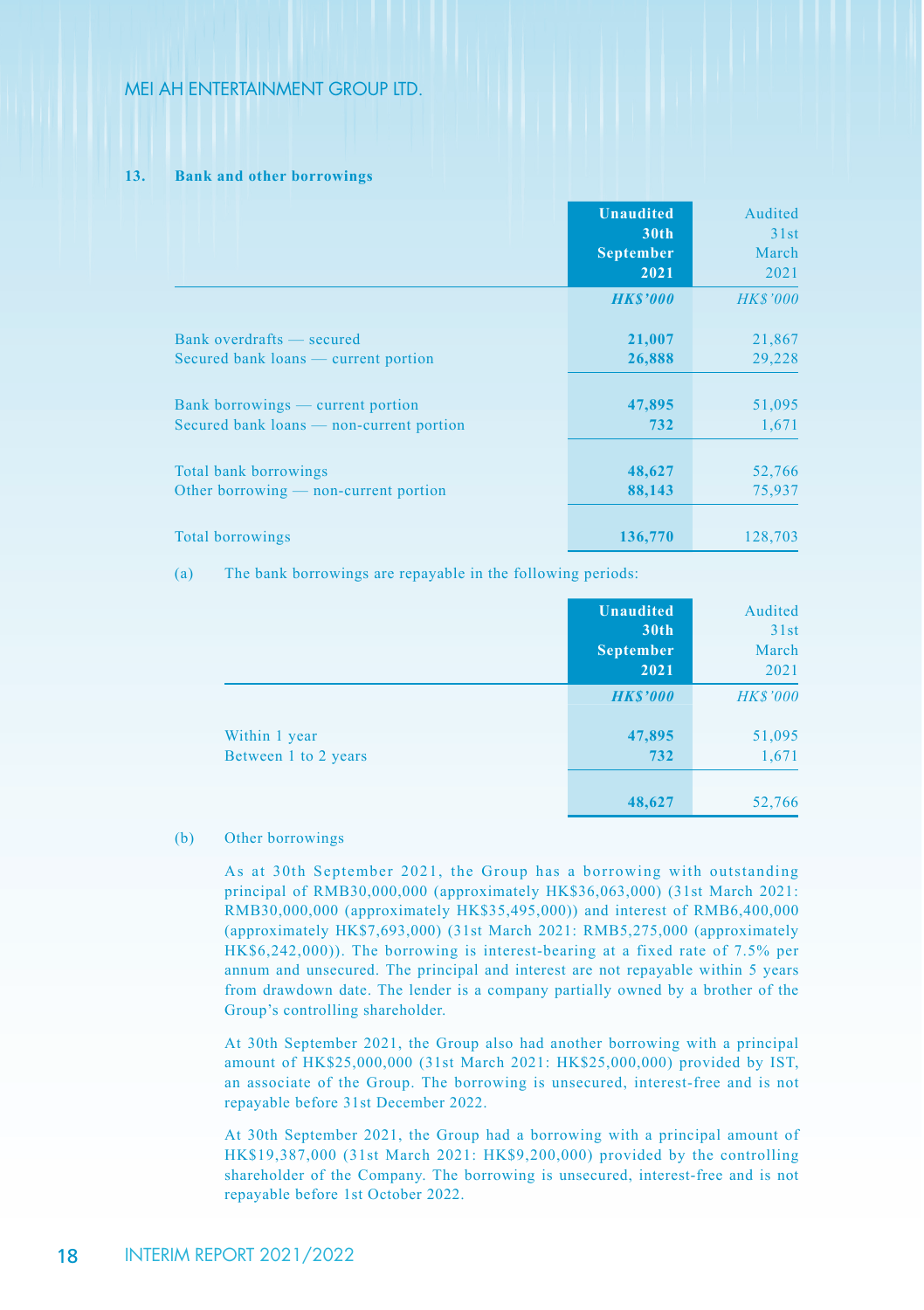### 13. Bank and other borrowings

| | Unaudited 30th September 2021 | Audited 31st March 2021 |
|---|---|---|
| | *HK$'000* | *HK$'000* |
| Bank overdrafts — secured | 21,007 | 21,867 |
| Secured bank loans — current portion | 26,888 | 29,228 |
| Bank borrowings — current portion | 47,895 | 51,095 |
| Secured bank loans — non-current portion | 732 | 1,671 |
| Total bank borrowings | 48,627 | 52,766 |
| Other borrowing — non-current portion | 88,143 | 75,937 |
| Total borrowings | 136,770 | 128,703 |

(a) The bank borrowings are repayable in the following periods:

| | Unaudited 30th September 2021 | Audited 31st March 2021 |
|---|---|---|
| | *HK$'000* | *HK$'000* |
| Within 1 year | 47,895 | 51,095 |
| Between 1 to 2 years | 732 | 1,671 |
| | 48,627 | 52,766 |

(b) Other borrowings

As at 30th September 2021, the Group has a borrowing with outstanding principal of RMB30,000,000 (approximately HK$36,063,000) (31st March 2021: RMB30,000,000 (approximately HK$35,495,000)) and interest of RMB6,400,000 (approximately HK$7,693,000) (31st March 2021: RMB5,275,000 (approximately HK$6,242,000)). The borrowing is interest-bearing at a fixed rate of 7.5% per annum and unsecured. The principal and interest are not repayable within 5 years from drawdown date. The lender is a company partially owned by a brother of the Group's controlling shareholder.

At 30th September 2021, the Group also had another borrowing with a principal amount of HK$25,000,000 (31st March 2021: HK$25,000,000) provided by IST, an associate of the Group. The borrowing is unsecured, interest-free and is not repayable before 31st December 2022.

At 30th September 2021, the Group had a borrowing with a principal amount of HK$19,387,000 (31st March 2021: HK$9,200,000) provided by the controlling shareholder of the Company. The borrowing is unsecured, interest-free and is not repayable before 1st October 2022.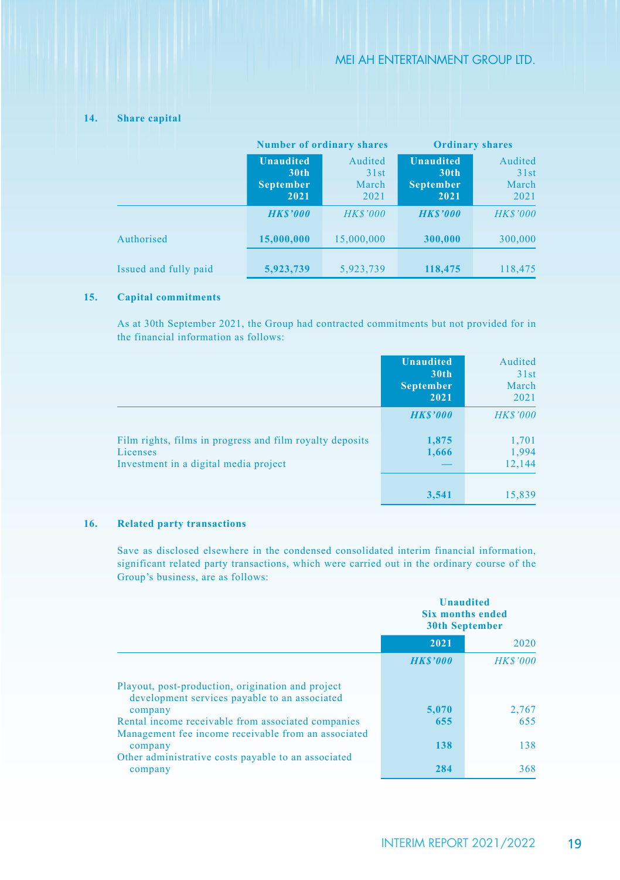## 14. Share capital

| | Number of ordinary shares | | Ordinary shares | |
|---|---|---|---|---|
| | **Unaudited 30th September 2021** | Audited 31st March 2021 | **Unaudited 30th September 2021** | Audited 31st March 2021 |
| | ***HK$'000*** | *HK$'000* | ***HK$'000*** | *HK$'000* |
| Authorised | **15,000,000** | 15,000,000 | **300,000** | 300,000 |
| Issued and fully paid | **5,923,739** | 5,923,739 | **118,475** | 118,475 |

## 15. Capital commitments

As at 30th September 2021, the Group had contracted commitments but not provided for in the financial information as follows:

| | **Unaudited 30th September 2021** | Audited 31st March 2021 |
|---|---|---|
| | ***HK$'000*** | *HK$'000* |
| Film rights, films in progress and film royalty deposits | **1,875** | 1,701 |
| Licenses | **1,666** | 1,994 |
| Investment in a digital media project | **—** | 12,144 |
| | **3,541** | 15,839 |

## 16. Related party transactions

Save as disclosed elsewhere in the condensed consolidated interim financial information, significant related party transactions, which were carried out in the ordinary course of the Group's business, are as follows:

| | **Unaudited Six months ended 30th September** | |
|---|---|---|
| | **2021** | 2020 |
| | ***HK$'000*** | *HK$'000* |
| Playout, post-production, origination and project development services payable to an associated company | **5,070** | 2,767 |
| Rental income receivable from associated companies | **655** | 655 |
| Management fee income receivable from an associated company | **138** | 138 |
| Other administrative costs payable to an associated company | **284** | 368 |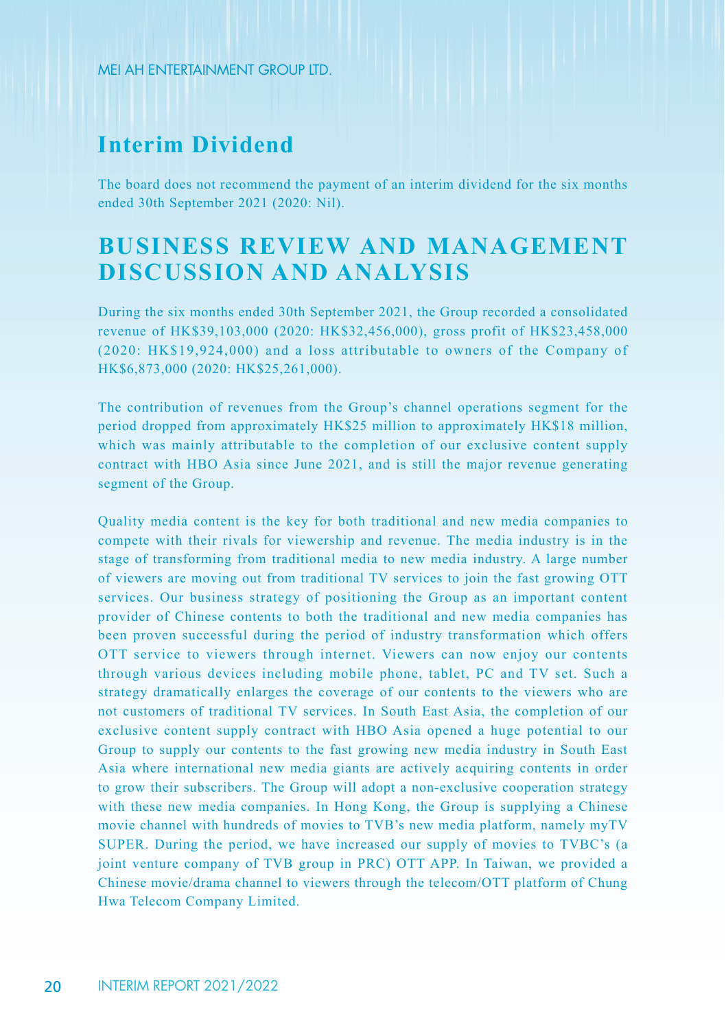## Interim Dividend

The board does not recommend the payment of an interim dividend for the six months ended 30th September 2021 (2020: Nil).

## BUSINESS REVIEW AND MANAGEMENT DISCUSSION AND ANALYSIS

During the six months ended 30th September 2021, the Group recorded a consolidated revenue of HK$39,103,000 (2020: HK$32,456,000), gross profit of HK$23,458,000 (2020: HK$19,924,000) and a loss attributable to owners of the Company of HK$6,873,000 (2020: HK$25,261,000).

The contribution of revenues from the Group's channel operations segment for the period dropped from approximately HK$25 million to approximately HK$18 million, which was mainly attributable to the completion of our exclusive content supply contract with HBO Asia since June 2021, and is still the major revenue generating segment of the Group.

Quality media content is the key for both traditional and new media companies to compete with their rivals for viewership and revenue. The media industry is in the stage of transforming from traditional media to new media industry. A large number of viewers are moving out from traditional TV services to join the fast growing OTT services. Our business strategy of positioning the Group as an important content provider of Chinese contents to both the traditional and new media companies has been proven successful during the period of industry transformation which offers OTT service to viewers through internet. Viewers can now enjoy our contents through various devices including mobile phone, tablet, PC and TV set. Such a strategy dramatically enlarges the coverage of our contents to the viewers who are not customers of traditional TV services. In South East Asia, the completion of our exclusive content supply contract with HBO Asia opened a huge potential to our Group to supply our contents to the fast growing new media industry in South East Asia where international new media giants are actively acquiring contents in order to grow their subscribers. The Group will adopt a non-exclusive cooperation strategy with these new media companies. In Hong Kong, the Group is supplying a Chinese movie channel with hundreds of movies to TVB's new media platform, namely myTV SUPER. During the period, we have increased our supply of movies to TVBC's (a joint venture company of TVB group in PRC) OTT APP. In Taiwan, we provided a Chinese movie/drama channel to viewers through the telecom/OTT platform of Chung Hwa Telecom Company Limited.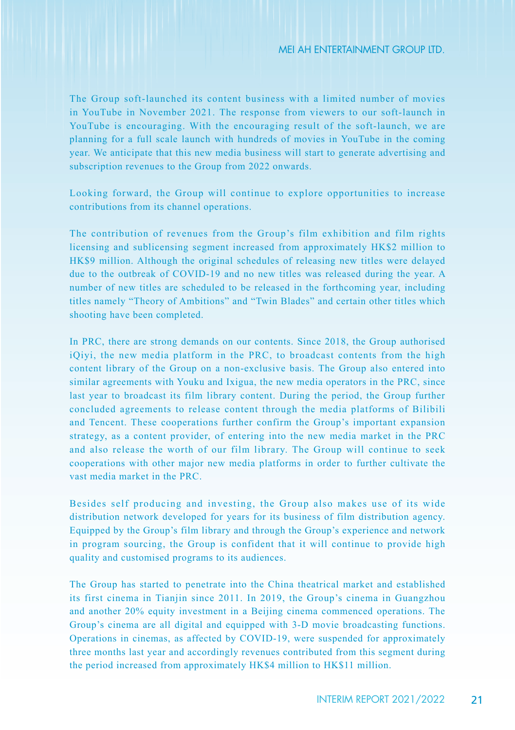The Group soft-launched its content business with a limited number of movies in YouTube in November 2021. The response from viewers to our soft-launch in YouTube is encouraging. With the encouraging result of the soft-launch, we are planning for a full scale launch with hundreds of movies in YouTube in the coming year. We anticipate that this new media business will start to generate advertising and subscription revenues to the Group from 2022 onwards.

Looking forward, the Group will continue to explore opportunities to increase contributions from its channel operations.

The contribution of revenues from the Group's film exhibition and film rights licensing and sublicensing segment increased from approximately HK$2 million to HK$9 million. Although the original schedules of releasing new titles were delayed due to the outbreak of COVID-19 and no new titles was released during the year. A number of new titles are scheduled to be released in the forthcoming year, including titles namely "Theory of Ambitions" and "Twin Blades" and certain other titles which shooting have been completed.

In PRC, there are strong demands on our contents. Since 2018, the Group authorised iQiyi, the new media platform in the PRC, to broadcast contents from the high content library of the Group on a non-exclusive basis. The Group also entered into similar agreements with Youku and Ixigua, the new media operators in the PRC, since last year to broadcast its film library content. During the period, the Group further concluded agreements to release content through the media platforms of Bilibili and Tencent. These cooperations further confirm the Group's important expansion strategy, as a content provider, of entering into the new media market in the PRC and also release the worth of our film library. The Group will continue to seek cooperations with other major new media platforms in order to further cultivate the vast media market in the PRC.

Besides self producing and investing, the Group also makes use of its wide distribution network developed for years for its business of film distribution agency. Equipped by the Group's film library and through the Group's experience and network in program sourcing, the Group is confident that it will continue to provide high quality and customised programs to its audiences.

The Group has started to penetrate into the China theatrical market and established its first cinema in Tianjin since 2011. In 2019, the Group's cinema in Guangzhou and another 20% equity investment in a Beijing cinema commenced operations. The Group's cinema are all digital and equipped with 3-D movie broadcasting functions. Operations in cinemas, as affected by COVID-19, were suspended for approximately three months last year and accordingly revenues contributed from this segment during the period increased from approximately HK$4 million to HK$11 million.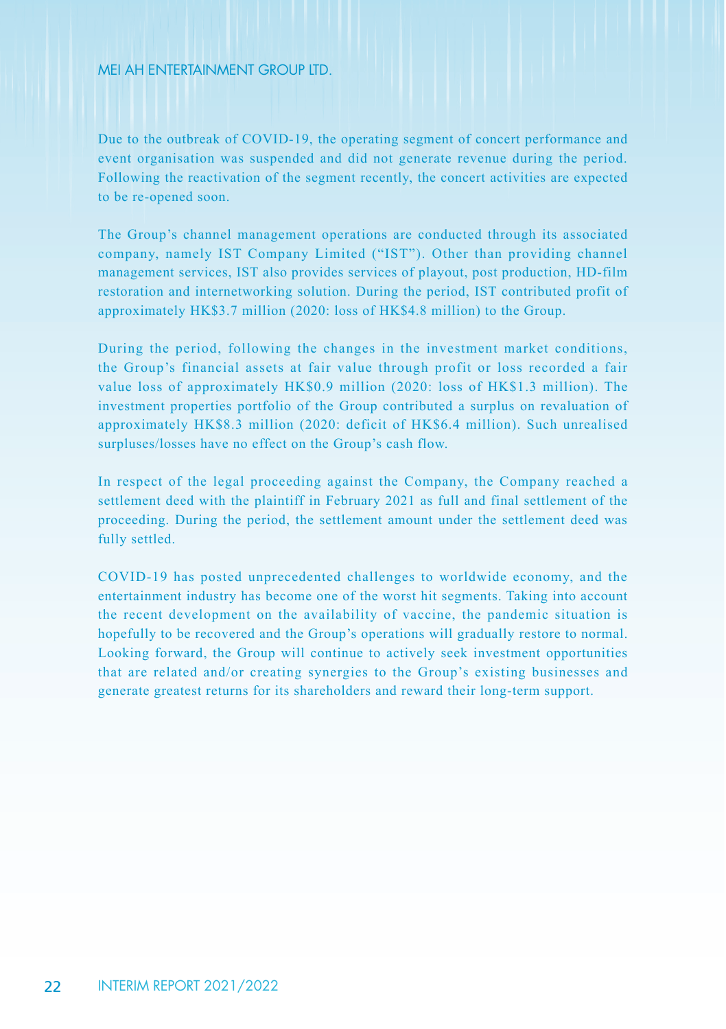Due to the outbreak of COVID-19, the operating segment of concert performance and event organisation was suspended and did not generate revenue during the period. Following the reactivation of the segment recently, the concert activities are expected to be re-opened soon.

The Group's channel management operations are conducted through its associated company, namely IST Company Limited ("IST"). Other than providing channel management services, IST also provides services of playout, post production, HD-film restoration and internetworking solution. During the period, IST contributed profit of approximately HK$3.7 million (2020: loss of HK$4.8 million) to the Group.

During the period, following the changes in the investment market conditions, the Group's financial assets at fair value through profit or loss recorded a fair value loss of approximately HK$0.9 million (2020: loss of HK$1.3 million). The investment properties portfolio of the Group contributed a surplus on revaluation of approximately HK$8.3 million (2020: deficit of HK$6.4 million). Such unrealised surpluses/losses have no effect on the Group's cash flow.

In respect of the legal proceeding against the Company, the Company reached a settlement deed with the plaintiff in February 2021 as full and final settlement of the proceeding. During the period, the settlement amount under the settlement deed was fully settled.

COVID-19 has posted unprecedented challenges to worldwide economy, and the entertainment industry has become one of the worst hit segments. Taking into account the recent development on the availability of vaccine, the pandemic situation is hopefully to be recovered and the Group's operations will gradually restore to normal. Looking forward, the Group will continue to actively seek investment opportunities that are related and/or creating synergies to the Group's existing businesses and generate greatest returns for its shareholders and reward their long-term support.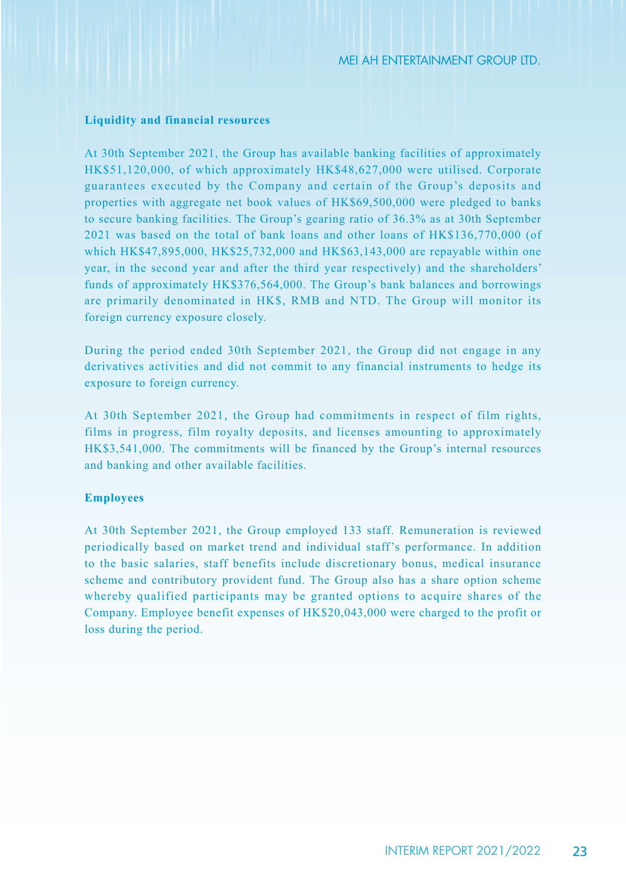**Liquidity and financial resources**

At 30th September 2021, the Group has available banking facilities of approximately HK$51,120,000, of which approximately HK$48,627,000 were utilised. Corporate guarantees executed by the Company and certain of the Group's deposits and properties with aggregate net book values of HK$69,500,000 were pledged to banks to secure banking facilities. The Group's gearing ratio of 36.3% as at 30th September 2021 was based on the total of bank loans and other loans of HK$136,770,000 (of which HK$47,895,000, HK$25,732,000 and HK$63,143,000 are repayable within one year, in the second year and after the third year respectively) and the shareholders' funds of approximately HK$376,564,000. The Group's bank balances and borrowings are primarily denominated in HK$, RMB and NTD. The Group will monitor its foreign currency exposure closely.

During the period ended 30th September 2021, the Group did not engage in any derivatives activities and did not commit to any financial instruments to hedge its exposure to foreign currency.

At 30th September 2021, the Group had commitments in respect of film rights, films in progress, film royalty deposits, and licenses amounting to approximately HK$3,541,000. The commitments will be financed by the Group's internal resources and banking and other available facilities.

**Employees**

At 30th September 2021, the Group employed 133 staff. Remuneration is reviewed periodically based on market trend and individual staff's performance. In addition to the basic salaries, staff benefits include discretionary bonus, medical insurance scheme and contributory provident fund. The Group also has a share option scheme whereby qualified participants may be granted options to acquire shares of the Company. Employee benefit expenses of HK$20,043,000 were charged to the profit or loss during the period.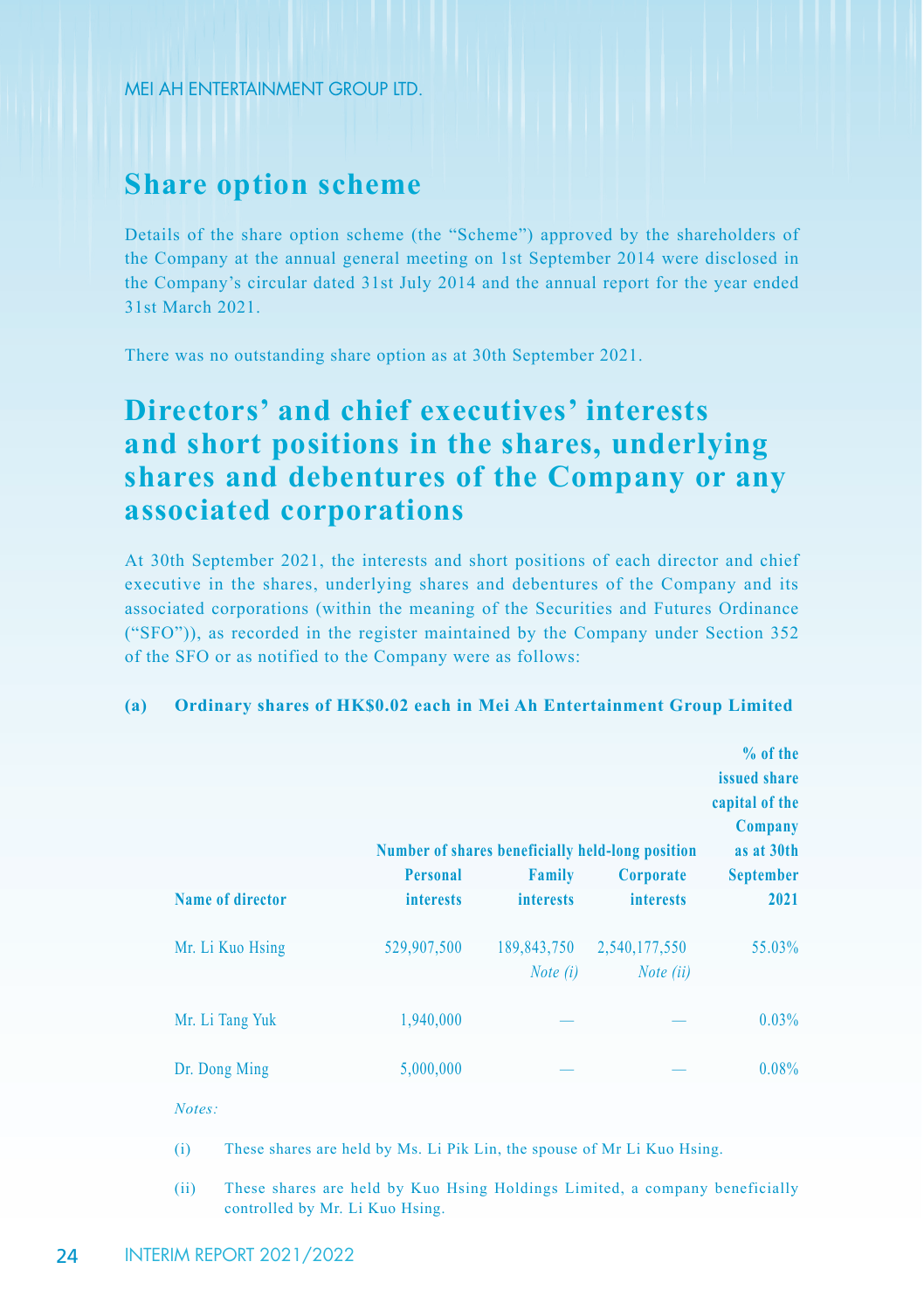## Share option scheme

Details of the share option scheme (the "Scheme") approved by the shareholders of the Company at the annual general meeting on 1st September 2014 were disclosed in the Company's circular dated 31st July 2014 and the annual report for the year ended 31st March 2021.

There was no outstanding share option as at 30th September 2021.

## Directors' and chief executives' interests and short positions in the shares, underlying shares and debentures of the Company or any associated corporations

At 30th September 2021, the interests and short positions of each director and chief executive in the shares, underlying shares and debentures of the Company and its associated corporations (within the meaning of the Securities and Futures Ordinance ("SFO")), as recorded in the register maintained by the Company under Section 352 of the SFO or as notified to the Company were as follows:

**(a) Ordinary shares of HK$0.02 each in Mei Ah Entertainment Group Limited**

| | Number of shares beneficially held-long position | | | % of the issued share capital of the Company as at 30th September 2021 |
|---|---|---|---|---|
| Name of director | Personal interests | Family interests | Corporate interests | |
| Mr. Li Kuo Hsing | 529,907,500 | 189,843,750 *Note (i)* | 2,540,177,550 *Note (ii)* | 55.03% |
| Mr. Li Tang Yuk | 1,940,000 | — | — | 0.03% |
| Dr. Dong Ming | 5,000,000 | — | — | 0.08% |

*Notes:*

(i) These shares are held by Ms. Li Pik Lin, the spouse of Mr Li Kuo Hsing.

(ii) These shares are held by Kuo Hsing Holdings Limited, a company beneficially controlled by Mr. Li Kuo Hsing.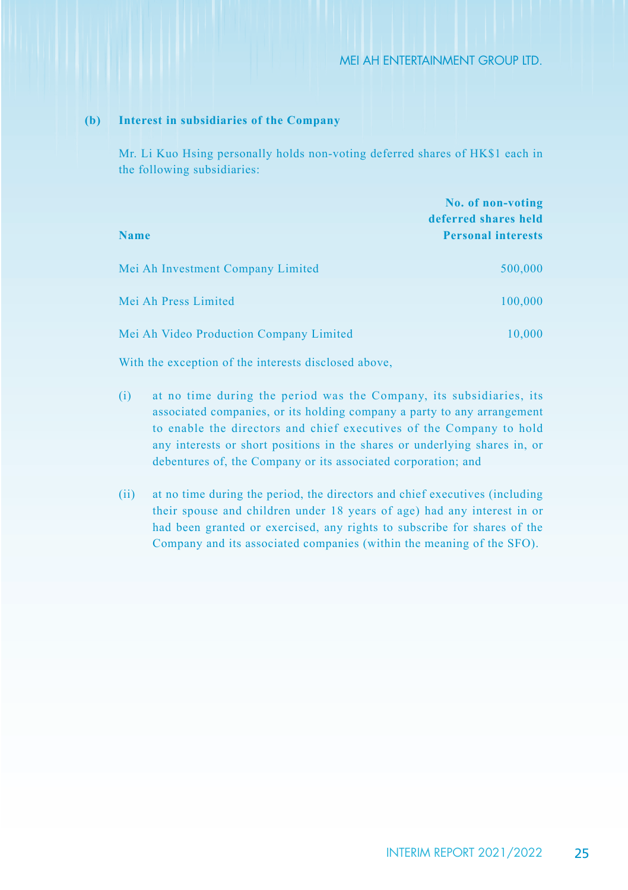### (b) Interest in subsidiaries of the Company

Mr. Li Kuo Hsing personally holds non-voting deferred shares of HK$1 each in the following subsidiaries:

| Name | No. of non-voting deferred shares held Personal interests |
|---|---:|
| Mei Ah Investment Company Limited | 500,000 |
| Mei Ah Press Limited | 100,000 |
| Mei Ah Video Production Company Limited | 10,000 |

With the exception of the interests disclosed above,

(i) at no time during the period was the Company, its subsidiaries, its associated companies, or its holding company a party to any arrangement to enable the directors and chief executives of the Company to hold any interests or short positions in the shares or underlying shares in, or debentures of, the Company or its associated corporation; and

(ii) at no time during the period, the directors and chief executives (including their spouse and children under 18 years of age) had any interest in or had been granted or exercised, any rights to subscribe for shares of the Company and its associated companies (within the meaning of the SFO).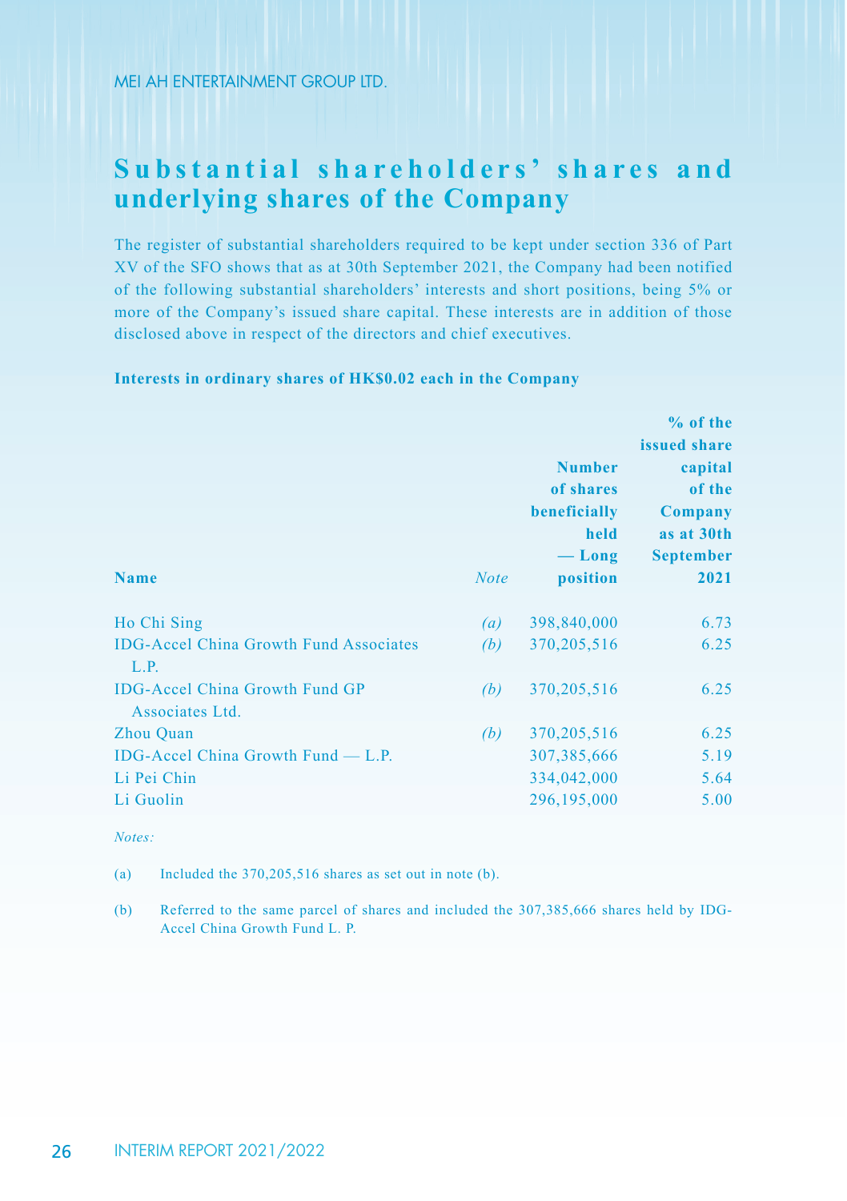# Substantial shareholders' shares and underlying shares of the Company

The register of substantial shareholders required to be kept under section 336 of Part XV of the SFO shows that as at 30th September 2021, the Company had been notified of the following substantial shareholders' interests and short positions, being 5% or more of the Company's issued share capital. These interests are in addition of those disclosed above in respect of the directors and chief executives.

**Interests in ordinary shares of HK$0.02 each in the Company**

| Name | *Note* | Number of shares beneficially held — Long position | % of the issued share capital of the Company as at 30th September 2021 |
|---|---|---|---|
| Ho Chi Sing | *(a)* | 398,840,000 | 6.73 |
| IDG-Accel China Growth Fund Associates L.P. | *(b)* | 370,205,516 | 6.25 |
| IDG-Accel China Growth Fund GP Associates Ltd. | *(b)* | 370,205,516 | 6.25 |
| Zhou Quan | *(b)* | 370,205,516 | 6.25 |
| IDG-Accel China Growth Fund — L.P. | | 307,385,666 | 5.19 |
| Li Pei Chin | | 334,042,000 | 5.64 |
| Li Guolin | | 296,195,000 | 5.00 |

*Notes:*

(a) Included the 370,205,516 shares as set out in note (b).

(b) Referred to the same parcel of shares and included the 307,385,666 shares held by IDG-Accel China Growth Fund L. P.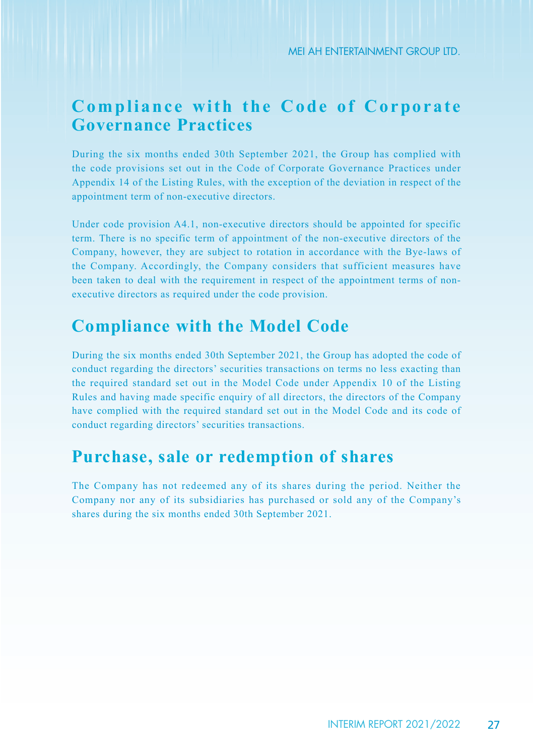## Compliance with the Code of Corporate Governance Practices

During the six months ended 30th September 2021, the Group has complied with the code provisions set out in the Code of Corporate Governance Practices under Appendix 14 of the Listing Rules, with the exception of the deviation in respect of the appointment term of non-executive directors.

Under code provision A4.1, non-executive directors should be appointed for specific term. There is no specific term of appointment of the non-executive directors of the Company, however, they are subject to rotation in accordance with the Bye-laws of the Company. Accordingly, the Company considers that sufficient measures have been taken to deal with the requirement in respect of the appointment terms of non-executive directors as required under the code provision.

## Compliance with the Model Code

During the six months ended 30th September 2021, the Group has adopted the code of conduct regarding the directors' securities transactions on terms no less exacting than the required standard set out in the Model Code under Appendix 10 of the Listing Rules and having made specific enquiry of all directors, the directors of the Company have complied with the required standard set out in the Model Code and its code of conduct regarding directors' securities transactions.

## Purchase, sale or redemption of shares

The Company has not redeemed any of its shares during the period. Neither the Company nor any of its subsidiaries has purchased or sold any of the Company's shares during the six months ended 30th September 2021.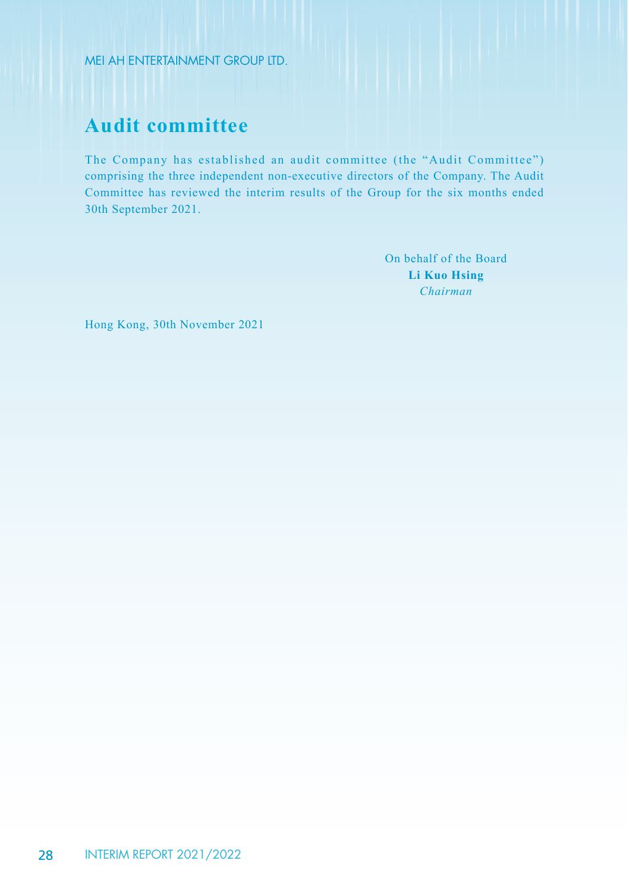## Audit committee

The Company has established an audit committee (the "Audit Committee") comprising the three independent non-executive directors of the Company. The Audit Committee has reviewed the interim results of the Group for the six months ended 30th September 2021.

On behalf of the Board
**Li Kuo Hsing**
*Chairman*

Hong Kong, 30th November 2021